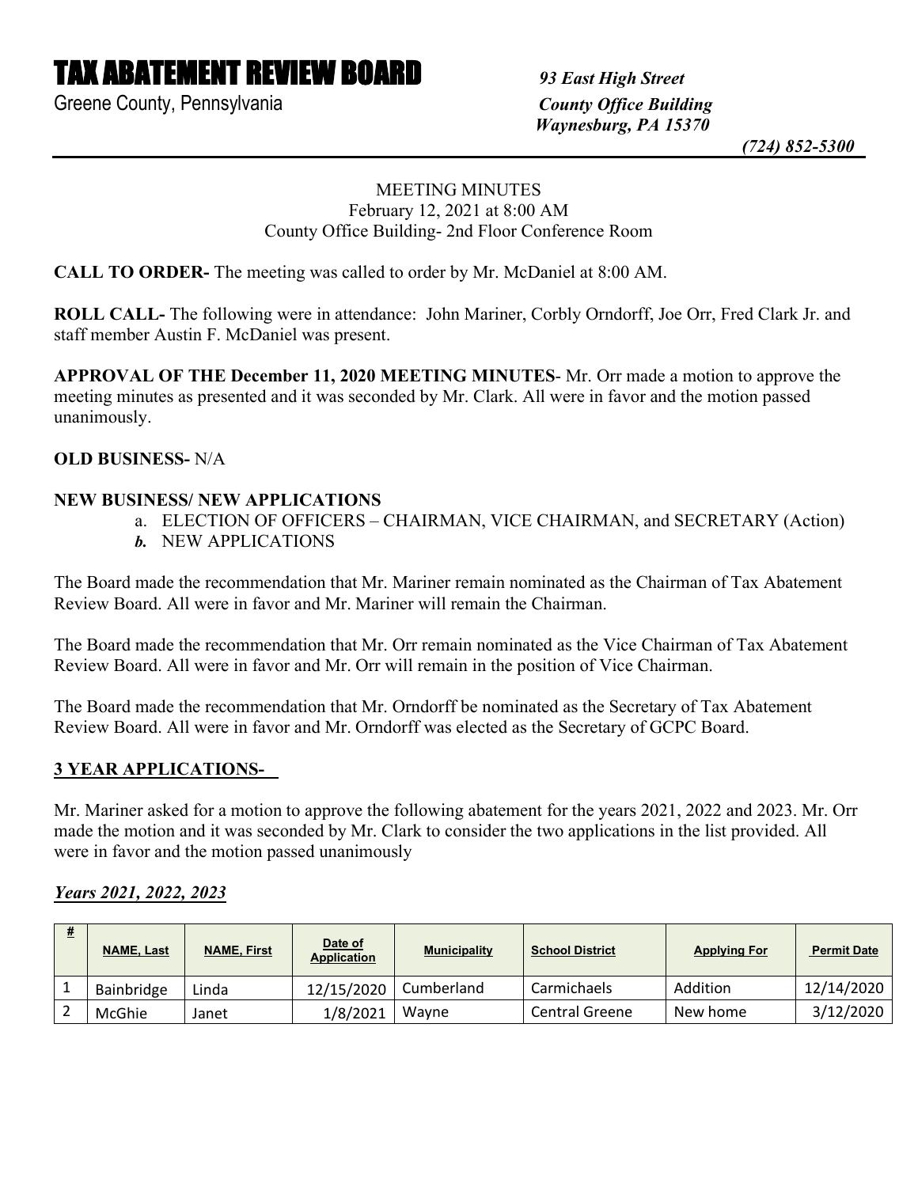# TAX ABATEMENT REVIEW BOARD

Greene County, Pennsylvania

*93 East High Street*
*County Office Building*
*Waynesburg, PA 15370*
*(724) 852-5300*

MEETING MINUTES
February 12, 2021 at 8:00 AM
County Office Building- 2nd Floor Conference Room

**CALL TO ORDER-** The meeting was called to order by Mr. McDaniel at 8:00 AM.

**ROLL CALL-** The following were in attendance: John Mariner, Corbly Orndorff, Joe Orr, Fred Clark Jr. and staff member Austin F. McDaniel was present.

**APPROVAL OF THE December 11, 2020 MEETING MINUTES**- Mr. Orr made a motion to approve the meeting minutes as presented and it was seconded by Mr. Clark. All were in favor and the motion passed unanimously.

**OLD BUSINESS-** N/A

**NEW BUSINESS/ NEW APPLICATIONS**

a. ELECTION OF OFFICERS – CHAIRMAN, VICE CHAIRMAN, and SECRETARY (Action)
*b.* NEW APPLICATIONS

The Board made the recommendation that Mr. Mariner remain nominated as the Chairman of Tax Abatement Review Board. All were in favor and Mr. Mariner will remain the Chairman.

The Board made the recommendation that Mr. Orr remain nominated as the Vice Chairman of Tax Abatement Review Board. All were in favor and Mr. Orr will remain in the position of Vice Chairman.

The Board made the recommendation that Mr. Orndorff be nominated as the Secretary of Tax Abatement Review Board. All were in favor and Mr. Orndorff was elected as the Secretary of GCPC Board.

## 3 YEAR APPLICATIONS-

Mr. Mariner asked for a motion to approve the following abatement for the years 2021, 2022 and 2023. Mr. Orr made the motion and it was seconded by Mr. Clark to consider the two applications in the list provided. All were in favor and the motion passed unanimously

***Years 2021, 2022, 2023***

| # | NAME, Last | NAME, First | Date of Application | Municipality | School District | Applying For | Permit Date |
|---|---|---|---|---|---|---|---|
| 1 | Bainbridge | Linda | 12/15/2020 | Cumberland | Carmichaels | Addition | 12/14/2020 |
| 2 | McGhie | Janet | 1/8/2021 | Wayne | Central Greene | New home | 3/12/2020 |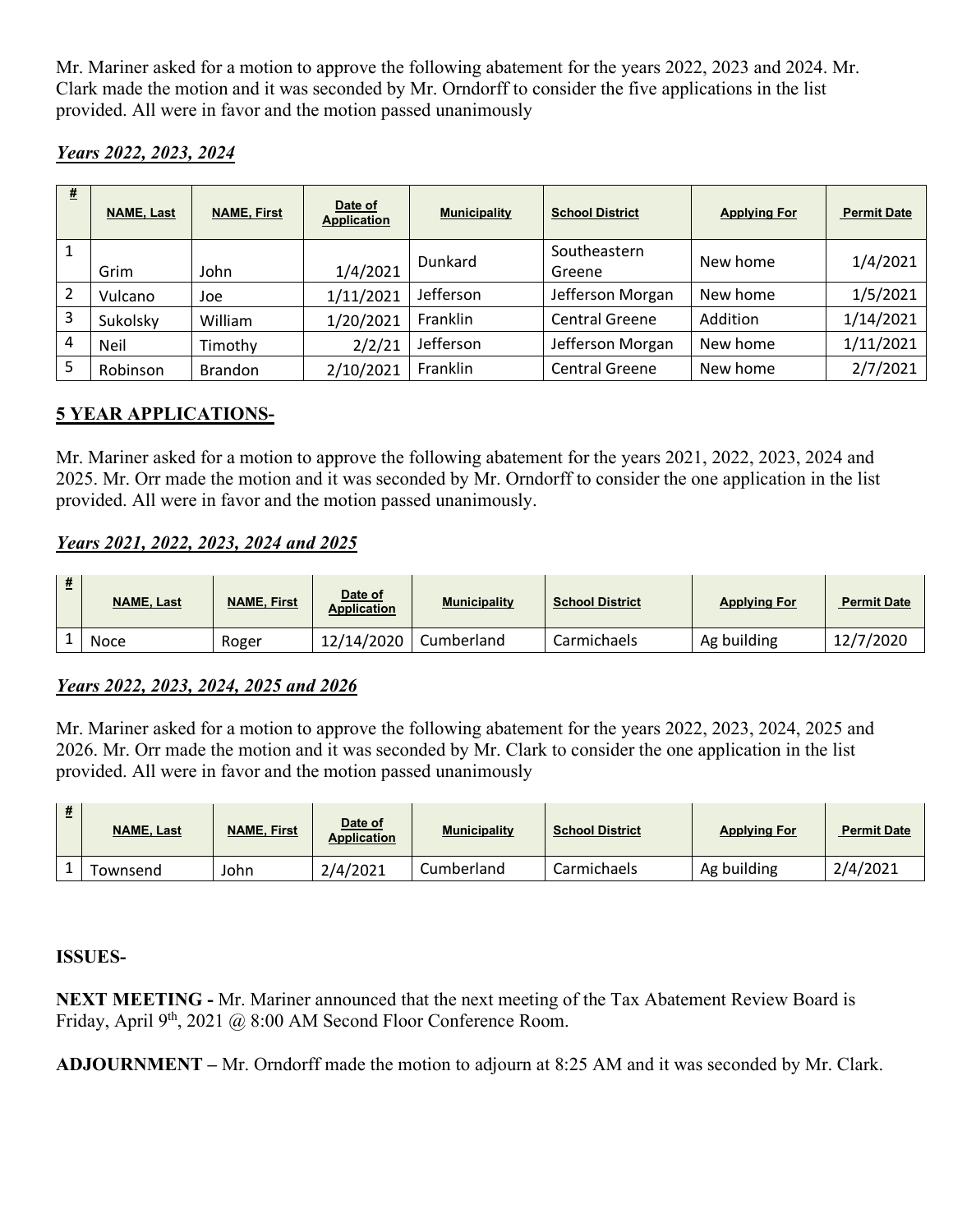Mr. Mariner asked for a motion to approve the following abatement for the years 2022, 2023 and 2024. Mr. Clark made the motion and it was seconded by Mr. Orndorff to consider the five applications in the list provided. All were in favor and the motion passed unanimously

***Years 2022, 2023, 2024***

| # | NAME, Last | NAME, First | Date of Application | Municipality | School District | Applying For | Permit Date |
|---|---|---|---|---|---|---|---|
| 1 | Grim | John | 1/4/2021 | Dunkard | Southeastern Greene | New home | 1/4/2021 |
| 2 | Vulcano | Joe | 1/11/2021 | Jefferson | Jefferson Morgan | New home | 1/5/2021 |
| 3 | Sukolsky | William | 1/20/2021 | Franklin | Central Greene | Addition | 1/14/2021 |
| 4 | Neil | Timothy | 2/2/21 | Jefferson | Jefferson Morgan | New home | 1/11/2021 |
| 5 | Robinson | Brandon | 2/10/2021 | Franklin | Central Greene | New home | 2/7/2021 |

**5 YEAR APPLICATIONS-**

Mr. Mariner asked for a motion to approve the following abatement for the years 2021, 2022, 2023, 2024 and 2025. Mr. Orr made the motion and it was seconded by Mr. Orndorff to consider the one application in the list provided. All were in favor and the motion passed unanimously.

***Years 2021, 2022, 2023, 2024 and 2025***

| # | NAME, Last | NAME, First | Date of Application | Municipality | School District | Applying For | Permit Date |
|---|---|---|---|---|---|---|---|
| 1 | Noce | Roger | 12/14/2020 | Cumberland | Carmichaels | Ag building | 12/7/2020 |

***Years 2022, 2023, 2024, 2025 and 2026***

Mr. Mariner asked for a motion to approve the following abatement for the years 2022, 2023, 2024, 2025 and 2026. Mr. Orr made the motion and it was seconded by Mr. Clark to consider the one application in the list provided. All were in favor and the motion passed unanimously

| # | NAME, Last | NAME, First | Date of Application | Municipality | School District | Applying For | Permit Date |
|---|---|---|---|---|---|---|---|
| 1 | Townsend | John | 2/4/2021 | Cumberland | Carmichaels | Ag building | 2/4/2021 |

**ISSUES-**

**NEXT MEETING -** Mr. Mariner announced that the next meeting of the Tax Abatement Review Board is Friday, April 9th, 2021 @ 8:00 AM Second Floor Conference Room.

**ADJOURNMENT –** Mr. Orndorff made the motion to adjourn at 8:25 AM and it was seconded by Mr. Clark.